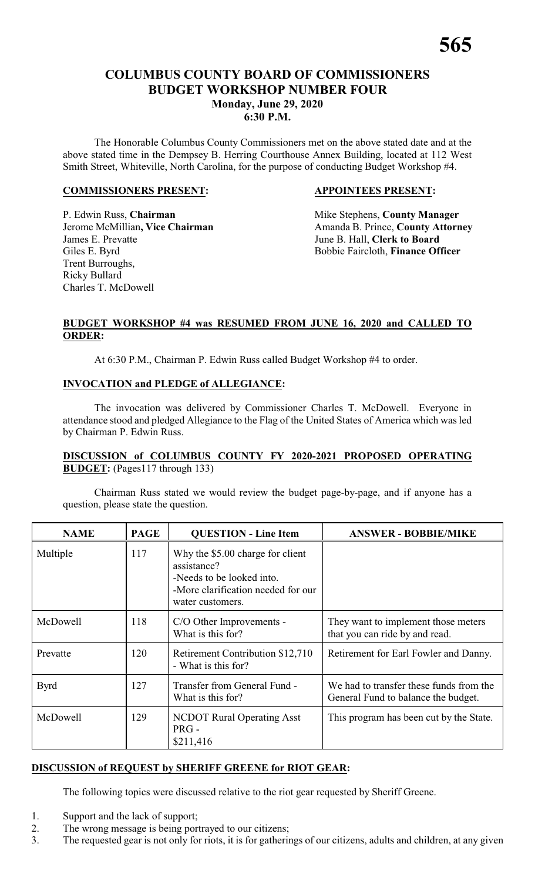# COLUMBUS COUNTY BOARD OF COMMISSIONERS
## BUDGET WORKSHOP NUMBER FOUR
### Monday, June 29, 2020
### 6:30 P.M.

The Honorable Columbus County Commissioners met on the above stated date and at the above stated time in the Dempsey B. Herring Courthouse Annex Building, located at 112 West Smith Street, Whiteville, North Carolina, for the purpose of conducting Budget Workshop #4.

**COMMISSIONERS PRESENT:**

P. Edwin Russ, **Chairman**
Jerome McMillian**, Vice Chairman**
James E. Prevatte
Giles E. Byrd
Trent Burroughs,
Ricky Bullard
Charles T. McDowell

**APPOINTEES PRESENT:**

Mike Stephens, **County Manager**
Amanda B. Prince, **County Attorney**
June B. Hall, **Clerk to Board**
Bobbie Faircloth, **Finance Officer**

**BUDGET WORKSHOP #4 was RESUMED FROM JUNE 16, 2020 and CALLED TO ORDER:**

At 6:30 P.M., Chairman P. Edwin Russ called Budget Workshop #4 to order.

**INVOCATION and PLEDGE of ALLEGIANCE:**

The invocation was delivered by Commissioner Charles T. McDowell. Everyone in attendance stood and pledged Allegiance to the Flag of the United States of America which was led by Chairman P. Edwin Russ.

**DISCUSSION of COLUMBUS COUNTY FY 2020-2021 PROPOSED OPERATING BUDGET:** (Pages117 through 133)

Chairman Russ stated we would review the budget page-by-page, and if anyone has a question, please state the question.

| NAME | PAGE | QUESTION - Line Item | ANSWER - BOBBIE/MIKE |
|---|---|---|---|
| Multiple | 117 | Why the $5.00 charge for client assistance?<br>-Needs to be looked into.<br>-More clarification needed for our water customers. | |
| McDowell | 118 | C/O Other Improvements - What is this for? | They want to implement those meters that you can ride by and read. |
| Prevatte | 120 | Retirement Contribution $12,710 - What is this for? | Retirement for Earl Fowler and Danny. |
| Byrd | 127 | Transfer from General Fund - What is this for? | We had to transfer these funds from the General Fund to balance the budget. |
| McDowell | 129 | NCDOT Rural Operating Asst PRG - $211,416 | This program has been cut by the State. |

**DISCUSSION of REQUEST by SHERIFF GREENE for RIOT GEAR:**

The following topics were discussed relative to the riot gear requested by Sheriff Greene.

1. Support and the lack of support;
2. The wrong message is being portrayed to our citizens;
3. The requested gear is not only for riots, it is for gatherings of our citizens, adults and children, at any given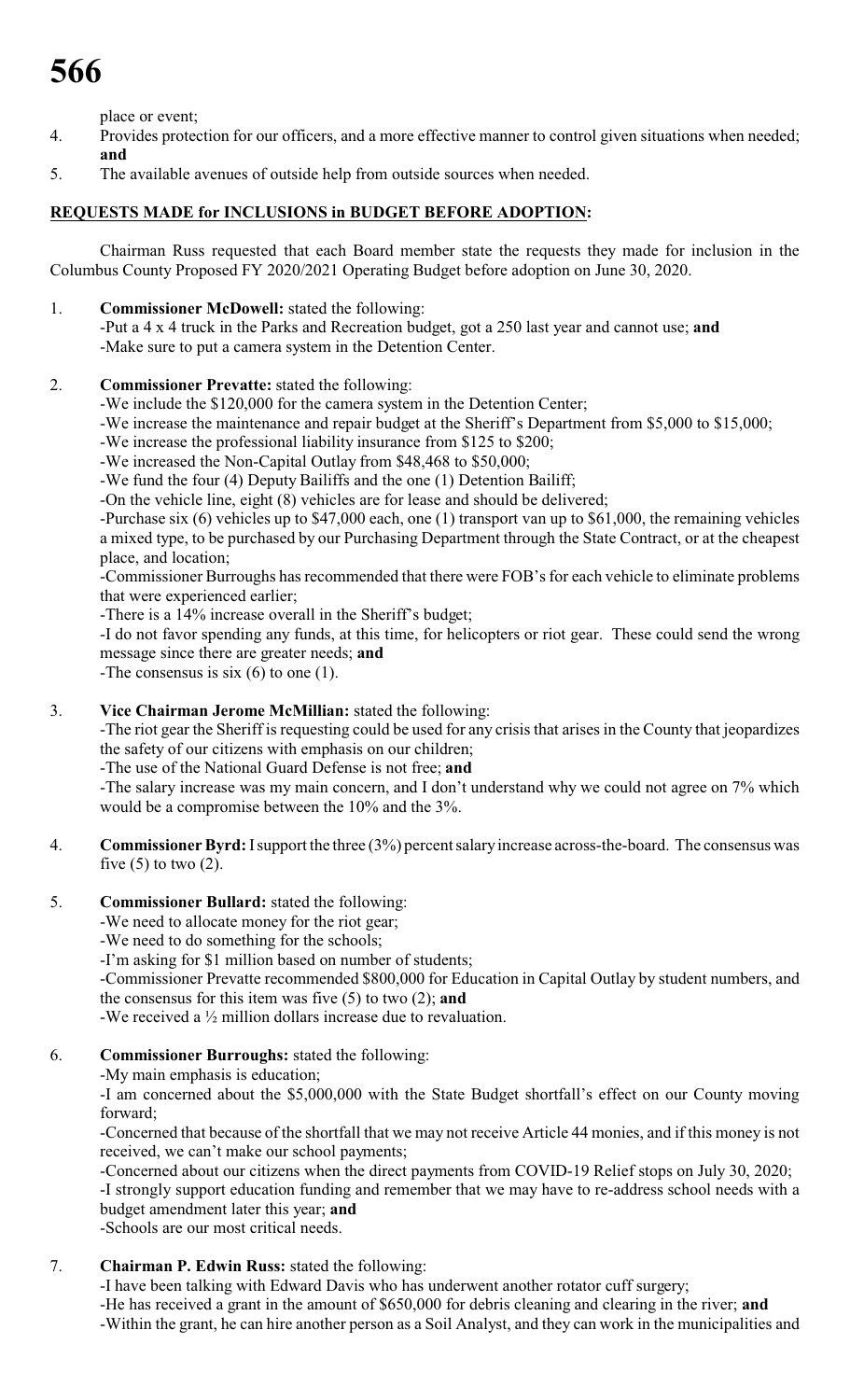place or event;

4. Provides protection for our officers, and a more effective manner to control given situations when needed; **and**
5. The available avenues of outside help from outside sources when needed.

**REQUESTS MADE for INCLUSIONS in BUDGET BEFORE ADOPTION:**

Chairman Russ requested that each Board member state the requests they made for inclusion in the Columbus County Proposed FY 2020/2021 Operating Budget before adoption on June 30, 2020.

1. **Commissioner McDowell:** stated the following:
   -Put a 4 x 4 truck in the Parks and Recreation budget, got a 250 last year and cannot use; **and**
   -Make sure to put a camera system in the Detention Center.

2. **Commissioner Prevatte:** stated the following:
   -We include the $120,000 for the camera system in the Detention Center;
   -We increase the maintenance and repair budget at the Sheriff's Department from $5,000 to $15,000;
   -We increase the professional liability insurance from $125 to $200;
   -We increased the Non-Capital Outlay from $48,468 to $50,000;
   -We fund the four (4) Deputy Bailiffs and the one (1) Detention Bailiff;
   -On the vehicle line, eight (8) vehicles are for lease and should be delivered;
   -Purchase six (6) vehicles up to $47,000 each, one (1) transport van up to $61,000, the remaining vehicles a mixed type, to be purchased by our Purchasing Department through the State Contract, or at the cheapest place, and location;
   -Commissioner Burroughs has recommended that there were FOB's for each vehicle to eliminate problems that were experienced earlier;
   -There is a 14% increase overall in the Sheriff's budget;
   -I do not favor spending any funds, at this time, for helicopters or riot gear. These could send the wrong message since there are greater needs; **and**
   -The consensus is six (6) to one (1).

3. **Vice Chairman Jerome McMillian:** stated the following:
   -The riot gear the Sheriff is requesting could be used for any crisis that arises in the County that jeopardizes the safety of our citizens with emphasis on our children;
   -The use of the National Guard Defense is not free; **and**
   -The salary increase was my main concern, and I don't understand why we could not agree on 7% which would be a compromise between the 10% and the 3%.

4. **Commissioner Byrd:** I support the three (3%) percent salary increase across-the-board. The consensus was five (5) to two (2).

5. **Commissioner Bullard:** stated the following:
   -We need to allocate money for the riot gear;
   -We need to do something for the schools;
   -I'm asking for $1 million based on number of students;
   -Commissioner Prevatte recommended $800,000 for Education in Capital Outlay by student numbers, and the consensus for this item was five (5) to two (2); **and**
   -We received a ½ million dollars increase due to revaluation.

6. **Commissioner Burroughs:** stated the following:
   -My main emphasis is education;
   -I am concerned about the $5,000,000 with the State Budget shortfall's effect on our County moving forward;
   -Concerned that because of the shortfall that we may not receive Article 44 monies, and if this money is not received, we can't make our school payments;
   -Concerned about our citizens when the direct payments from COVID-19 Relief stops on July 30, 2020;
   -I strongly support education funding and remember that we may have to re-address school needs with a budget amendment later this year; **and**
   -Schools are our most critical needs.

7. **Chairman P. Edwin Russ:** stated the following:
   -I have been talking with Edward Davis who has underwent another rotator cuff surgery;
   -He has received a grant in the amount of $650,000 for debris cleaning and clearing in the river; **and**
   -Within the grant, he can hire another person as a Soil Analyst, and they can work in the municipalities and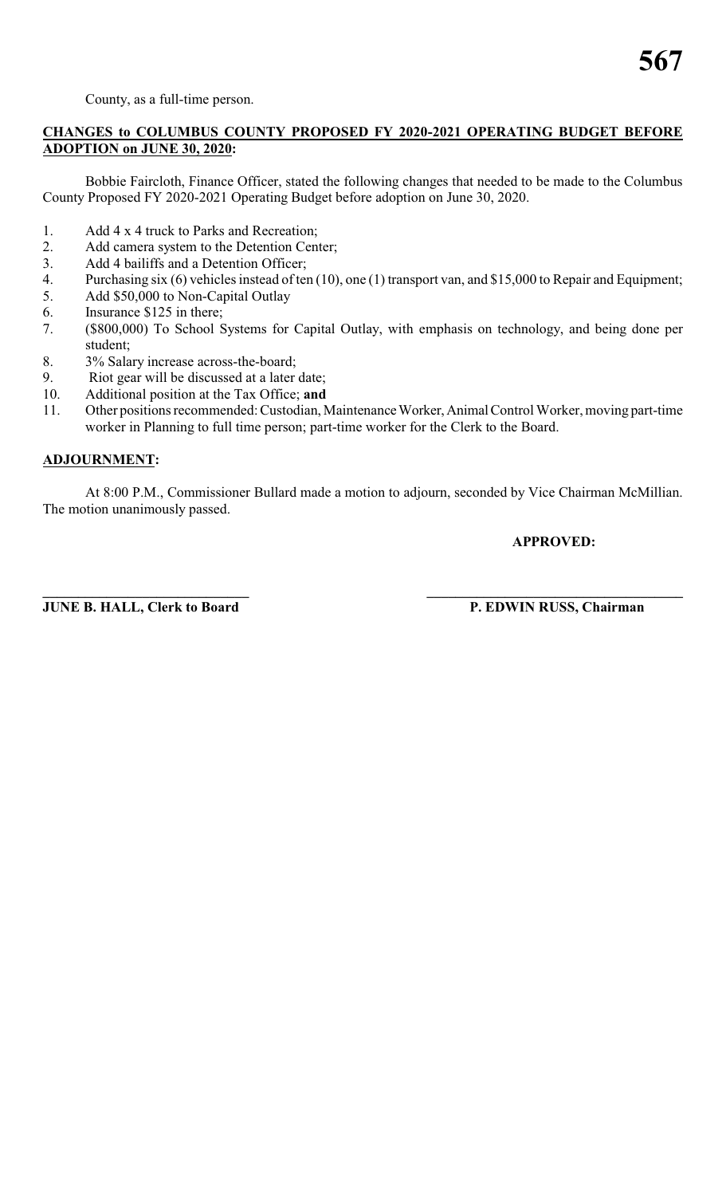County, as a full-time person.

**CHANGES to COLUMBUS COUNTY PROPOSED FY 2020-2021 OPERATING BUDGET BEFORE ADOPTION on JUNE 30, 2020:**

Bobbie Faircloth, Finance Officer, stated the following changes that needed to be made to the Columbus County Proposed FY 2020-2021 Operating Budget before adoption on June 30, 2020.

1. Add 4 x 4 truck to Parks and Recreation;
2. Add camera system to the Detention Center;
3. Add 4 bailiffs and a Detention Officer;
4. Purchasing six (6) vehicles instead of ten (10), one (1) transport van, and $15,000 to Repair and Equipment;
5. Add $50,000 to Non-Capital Outlay
6. Insurance $125 in there;
7. ($800,000) To School Systems for Capital Outlay, with emphasis on technology, and being done per student;
8. 3% Salary increase across-the-board;
9. Riot gear will be discussed at a later date;
10. Additional position at the Tax Office; **and**
11. Other positions recommended: Custodian, Maintenance Worker, Animal Control Worker, moving part-time worker in Planning to full time person; part-time worker for the Clerk to the Board.

**ADJOURNMENT:**

At 8:00 P.M., Commissioner Bullard made a motion to adjourn, seconded by Vice Chairman McMillian. The motion unanimously passed.

**APPROVED:**

______________________________ ______________________________

**JUNE B. HALL, Clerk to Board** **P. EDWIN RUSS, Chairman**